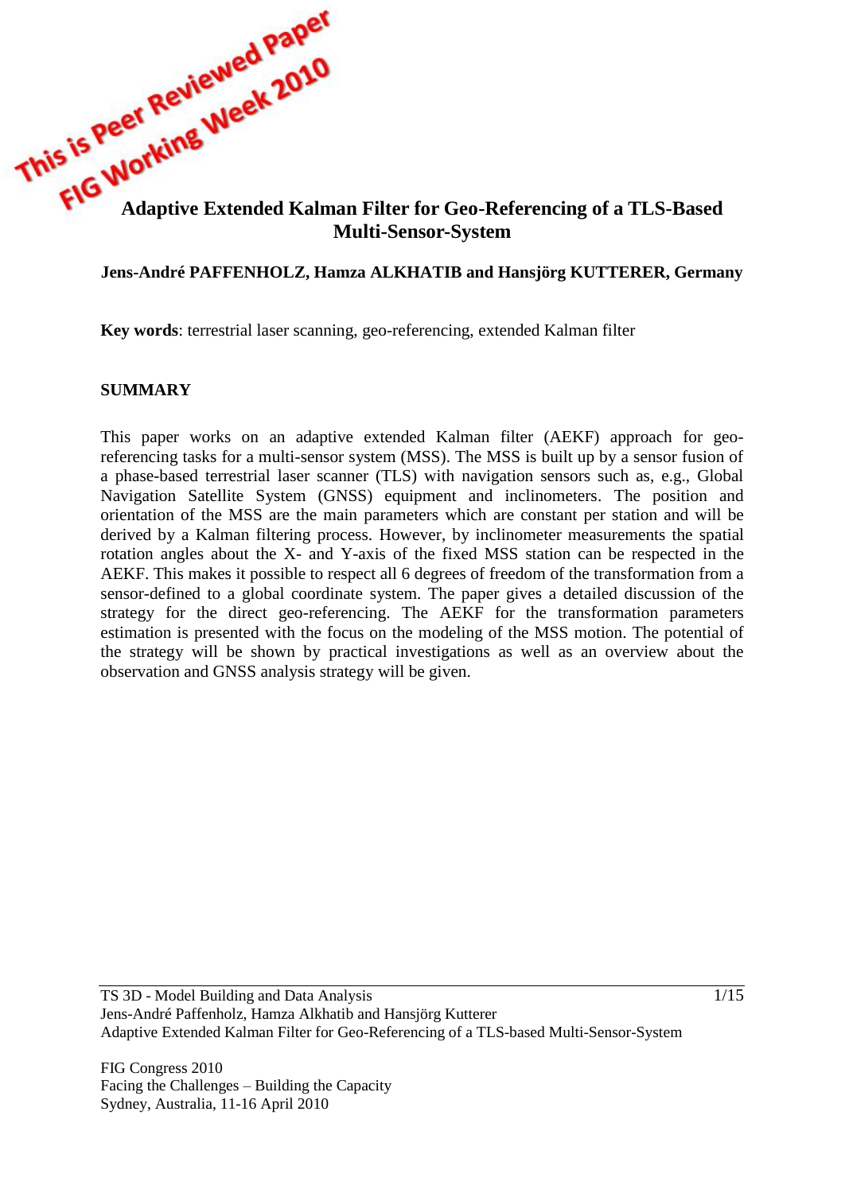This is Peer Reviewed Paper
FIG Working Week 2010

# Adaptive Extended Kalman Filter for Geo-Referencing of a TLS-Based Multi-Sensor-System

**Jens-André PAFFENHOLZ, Hamza ALKHATIB and Hansjörg KUTTERER, Germany**

**Key words**: terrestrial laser scanning, geo-referencing, extended Kalman filter

## SUMMARY

This paper works on an adaptive extended Kalman filter (AEKF) approach for geo-referencing tasks for a multi-sensor system (MSS). The MSS is built up by a sensor fusion of a phase-based terrestrial laser scanner (TLS) with navigation sensors such as, e.g., Global Navigation Satellite System (GNSS) equipment and inclinometers. The position and orientation of the MSS are the main parameters which are constant per station and will be derived by a Kalman filtering process. However, by inclinometer measurements the spatial rotation angles about the X- and Y-axis of the fixed MSS station can be respected in the AEKF. This makes it possible to respect all 6 degrees of freedom of the transformation from a sensor-defined to a global coordinate system. The paper gives a detailed discussion of the strategy for the direct geo-referencing. The AEKF for the transformation parameters estimation is presented with the focus on the modeling of the MSS motion. The potential of the strategy will be shown by practical investigations as well as an overview about the observation and GNSS analysis strategy will be given.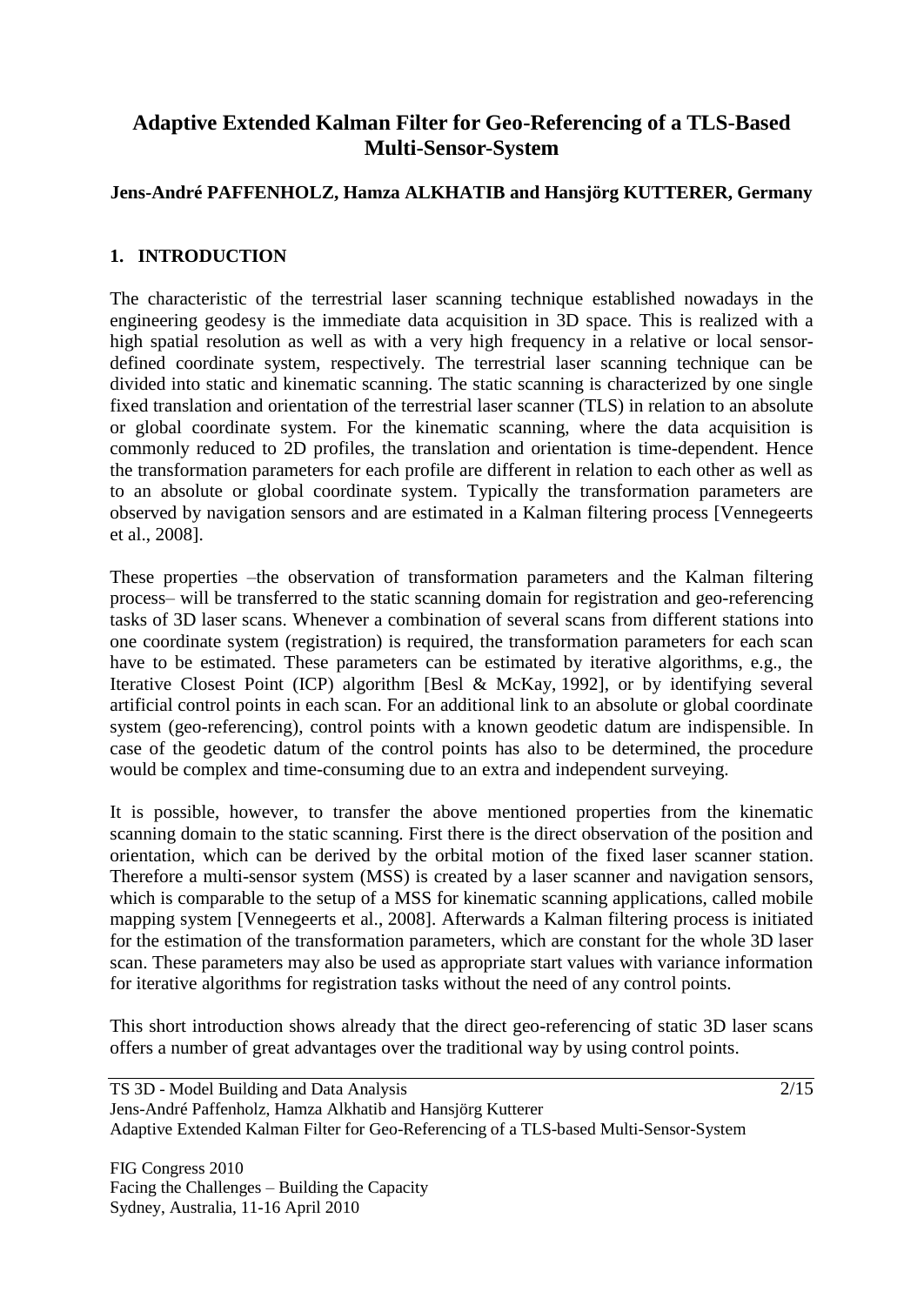# Adaptive Extended Kalman Filter for Geo-Referencing of a TLS-Based Multi-Sensor-System

**Jens-André PAFFENHOLZ, Hamza ALKHATIB and Hansjörg KUTTERER, Germany**

## 1. INTRODUCTION

The characteristic of the terrestrial laser scanning technique established nowadays in the engineering geodesy is the immediate data acquisition in 3D space. This is realized with a high spatial resolution as well as with a very high frequency in a relative or local sensor-defined coordinate system, respectively. The terrestrial laser scanning technique can be divided into static and kinematic scanning. The static scanning is characterized by one single fixed translation and orientation of the terrestrial laser scanner (TLS) in relation to an absolute or global coordinate system. For the kinematic scanning, where the data acquisition is commonly reduced to 2D profiles, the translation and orientation is time-dependent. Hence the transformation parameters for each profile are different in relation to each other as well as to an absolute or global coordinate system. Typically the transformation parameters are observed by navigation sensors and are estimated in a Kalman filtering process [Vennegeerts et al., 2008].

These properties –the observation of transformation parameters and the Kalman filtering process– will be transferred to the static scanning domain for registration and geo-referencing tasks of 3D laser scans. Whenever a combination of several scans from different stations into one coordinate system (registration) is required, the transformation parameters for each scan have to be estimated. These parameters can be estimated by iterative algorithms, e.g., the Iterative Closest Point (ICP) algorithm [Besl & McKay, 1992], or by identifying several artificial control points in each scan. For an additional link to an absolute or global coordinate system (geo-referencing), control points with a known geodetic datum are indispensible. In case of the geodetic datum of the control points has also to be determined, the procedure would be complex and time-consuming due to an extra and independent surveying.

It is possible, however, to transfer the above mentioned properties from the kinematic scanning domain to the static scanning. First there is the direct observation of the position and orientation, which can be derived by the orbital motion of the fixed laser scanner station. Therefore a multi-sensor system (MSS) is created by a laser scanner and navigation sensors, which is comparable to the setup of a MSS for kinematic scanning applications, called mobile mapping system [Vennegeerts et al., 2008]. Afterwards a Kalman filtering process is initiated for the estimation of the transformation parameters, which are constant for the whole 3D laser scan. These parameters may also be used as appropriate start values with variance information for iterative algorithms for registration tasks without the need of any control points.

This short introduction shows already that the direct geo-referencing of static 3D laser scans offers a number of great advantages over the traditional way by using control points.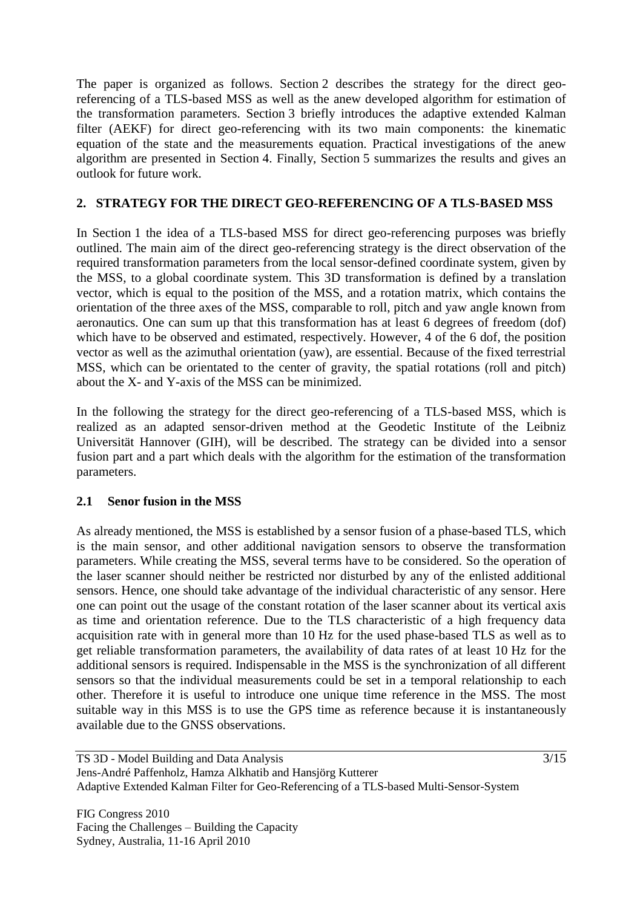The paper is organized as follows. Section 2 describes the strategy for the direct geo-referencing of a TLS-based MSS as well as the anew developed algorithm for estimation of the transformation parameters. Section 3 briefly introduces the adaptive extended Kalman filter (AEKF) for direct geo-referencing with its two main components: the kinematic equation of the state and the measurements equation. Practical investigations of the anew algorithm are presented in Section 4. Finally, Section 5 summarizes the results and gives an outlook for future work.

## 2. STRATEGY FOR THE DIRECT GEO-REFERENCING OF A TLS-BASED MSS

In Section 1 the idea of a TLS-based MSS for direct geo-referencing purposes was briefly outlined. The main aim of the direct geo-referencing strategy is the direct observation of the required transformation parameters from the local sensor-defined coordinate system, given by the MSS, to a global coordinate system. This 3D transformation is defined by a translation vector, which is equal to the position of the MSS, and a rotation matrix, which contains the orientation of the three axes of the MSS, comparable to roll, pitch and yaw angle known from aeronautics. One can sum up that this transformation has at least 6 degrees of freedom (dof) which have to be observed and estimated, respectively. However, 4 of the 6 dof, the position vector as well as the azimuthal orientation (yaw), are essential. Because of the fixed terrestrial MSS, which can be orientated to the center of gravity, the spatial rotations (roll and pitch) about the X- and Y-axis of the MSS can be minimized.

In the following the strategy for the direct geo-referencing of a TLS-based MSS, which is realized as an adapted sensor-driven method at the Geodetic Institute of the Leibniz Universität Hannover (GIH), will be described. The strategy can be divided into a sensor fusion part and a part which deals with the algorithm for the estimation of the transformation parameters.

### 2.1 Senor fusion in the MSS

As already mentioned, the MSS is established by a sensor fusion of a phase-based TLS, which is the main sensor, and other additional navigation sensors to observe the transformation parameters. While creating the MSS, several terms have to be considered. So the operation of the laser scanner should neither be restricted nor disturbed by any of the enlisted additional sensors. Hence, one should take advantage of the individual characteristic of any sensor. Here one can point out the usage of the constant rotation of the laser scanner about its vertical axis as time and orientation reference. Due to the TLS characteristic of a high frequency data acquisition rate with in general more than 10 Hz for the used phase-based TLS as well as to get reliable transformation parameters, the availability of data rates of at least 10 Hz for the additional sensors is required. Indispensable in the MSS is the synchronization of all different sensors so that the individual measurements could be set in a temporal relationship to each other. Therefore it is useful to introduce one unique time reference in the MSS. The most suitable way in this MSS is to use the GPS time as reference because it is instantaneously available due to the GNSS observations.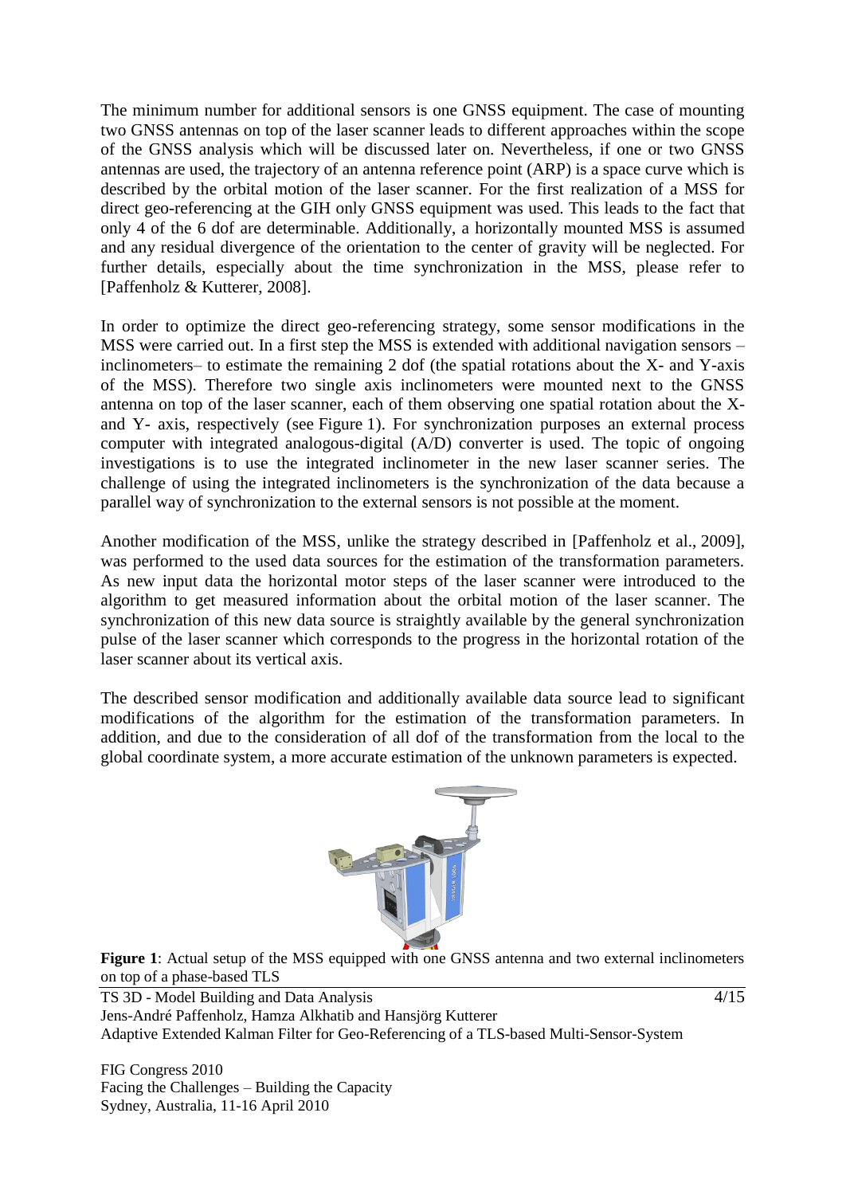The minimum number for additional sensors is one GNSS equipment. The case of mounting two GNSS antennas on top of the laser scanner leads to different approaches within the scope of the GNSS analysis which will be discussed later on. Nevertheless, if one or two GNSS antennas are used, the trajectory of an antenna reference point (ARP) is a space curve which is described by the orbital motion of the laser scanner. For the first realization of a MSS for direct geo-referencing at the GIH only GNSS equipment was used. This leads to the fact that only 4 of the 6 dof are determinable. Additionally, a horizontally mounted MSS is assumed and any residual divergence of the orientation to the center of gravity will be neglected. For further details, especially about the time synchronization in the MSS, please refer to [Paffenholz & Kutterer, 2008].

In order to optimize the direct geo-referencing strategy, some sensor modifications in the MSS were carried out. In a first step the MSS is extended with additional navigation sensors – inclinometers– to estimate the remaining 2 dof (the spatial rotations about the X- and Y-axis of the MSS). Therefore two single axis inclinometers were mounted next to the GNSS antenna on top of the laser scanner, each of them observing one spatial rotation about the X- and Y- axis, respectively (see Figure 1). For synchronization purposes an external process computer with integrated analogous-digital (A/D) converter is used. The topic of ongoing investigations is to use the integrated inclinometer in the new laser scanner series. The challenge of using the integrated inclinometers is the synchronization of the data because a parallel way of synchronization to the external sensors is not possible at the moment.

Another modification of the MSS, unlike the strategy described in [Paffenholz et al., 2009], was performed to the used data sources for the estimation of the transformation parameters. As new input data the horizontal motor steps of the laser scanner were introduced to the algorithm to get measured information about the orbital motion of the laser scanner. The synchronization of this new data source is straightly available by the general synchronization pulse of the laser scanner which corresponds to the progress in the horizontal rotation of the laser scanner about its vertical axis.

The described sensor modification and additionally available data source lead to significant modifications of the algorithm for the estimation of the transformation parameters. In addition, and due to the consideration of all dof of the transformation from the local to the global coordinate system, a more accurate estimation of the unknown parameters is expected.

**Figure 1**: Actual setup of the MSS equipped with one GNSS antenna and two external inclinometers on top of a phase-based TLS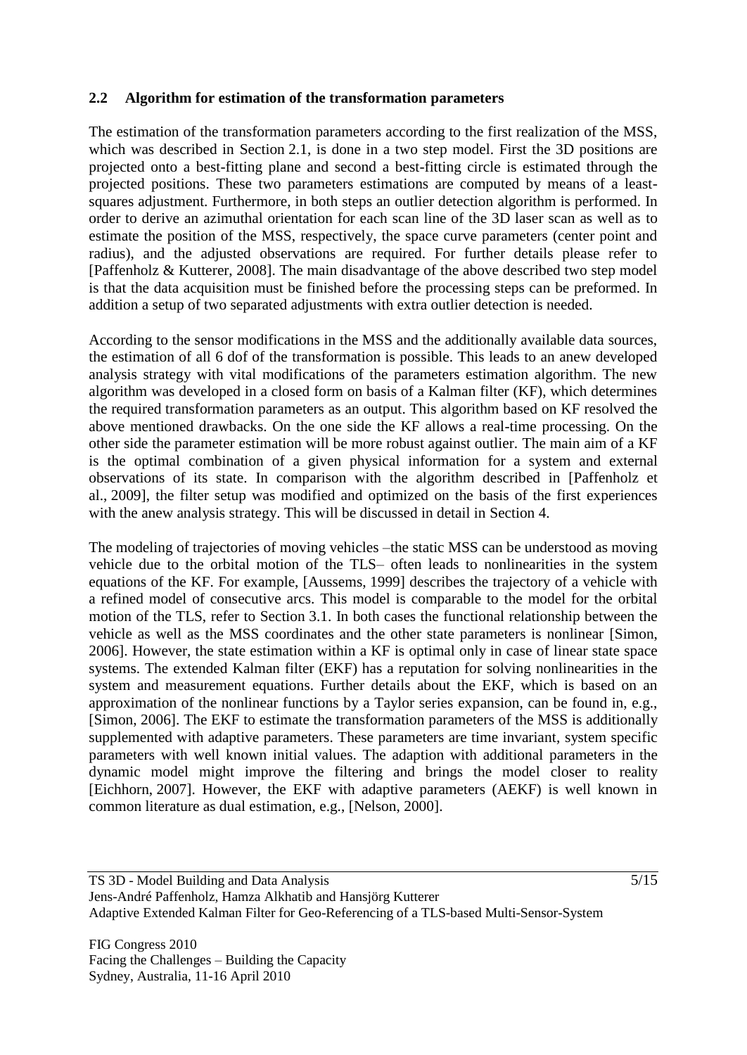## 2.2 Algorithm for estimation of the transformation parameters

The estimation of the transformation parameters according to the first realization of the MSS, which was described in Section 2.1, is done in a two step model. First the 3D positions are projected onto a best-fitting plane and second a best-fitting circle is estimated through the projected positions. These two parameters estimations are computed by means of a least-squares adjustment. Furthermore, in both steps an outlier detection algorithm is performed. In order to derive an azimuthal orientation for each scan line of the 3D laser scan as well as to estimate the position of the MSS, respectively, the space curve parameters (center point and radius), and the adjusted observations are required. For further details please refer to [Paffenholz & Kutterer, 2008]. The main disadvantage of the above described two step model is that the data acquisition must be finished before the processing steps can be preformed. In addition a setup of two separated adjustments with extra outlier detection is needed.

According to the sensor modifications in the MSS and the additionally available data sources, the estimation of all 6 dof of the transformation is possible. This leads to an anew developed analysis strategy with vital modifications of the parameters estimation algorithm. The new algorithm was developed in a closed form on basis of a Kalman filter (KF), which determines the required transformation parameters as an output. This algorithm based on KF resolved the above mentioned drawbacks. On the one side the KF allows a real-time processing. On the other side the parameter estimation will be more robust against outlier. The main aim of a KF is the optimal combination of a given physical information for a system and external observations of its state. In comparison with the algorithm described in [Paffenholz et al., 2009], the filter setup was modified and optimized on the basis of the first experiences with the anew analysis strategy. This will be discussed in detail in Section 4.

The modeling of trajectories of moving vehicles –the static MSS can be understood as moving vehicle due to the orbital motion of the TLS– often leads to nonlinearities in the system equations of the KF. For example, [Aussems, 1999] describes the trajectory of a vehicle with a refined model of consecutive arcs. This model is comparable to the model for the orbital motion of the TLS, refer to Section 3.1. In both cases the functional relationship between the vehicle as well as the MSS coordinates and the other state parameters is nonlinear [Simon, 2006]. However, the state estimation within a KF is optimal only in case of linear state space systems. The extended Kalman filter (EKF) has a reputation for solving nonlinearities in the system and measurement equations. Further details about the EKF, which is based on an approximation of the nonlinear functions by a Taylor series expansion, can be found in, e.g., [Simon, 2006]. The EKF to estimate the transformation parameters of the MSS is additionally supplemented with adaptive parameters. These parameters are time invariant, system specific parameters with well known initial values. The adaption with additional parameters in the dynamic model might improve the filtering and brings the model closer to reality [Eichhorn, 2007]. However, the EKF with adaptive parameters (AEKF) is well known in common literature as dual estimation, e.g., [Nelson, 2000].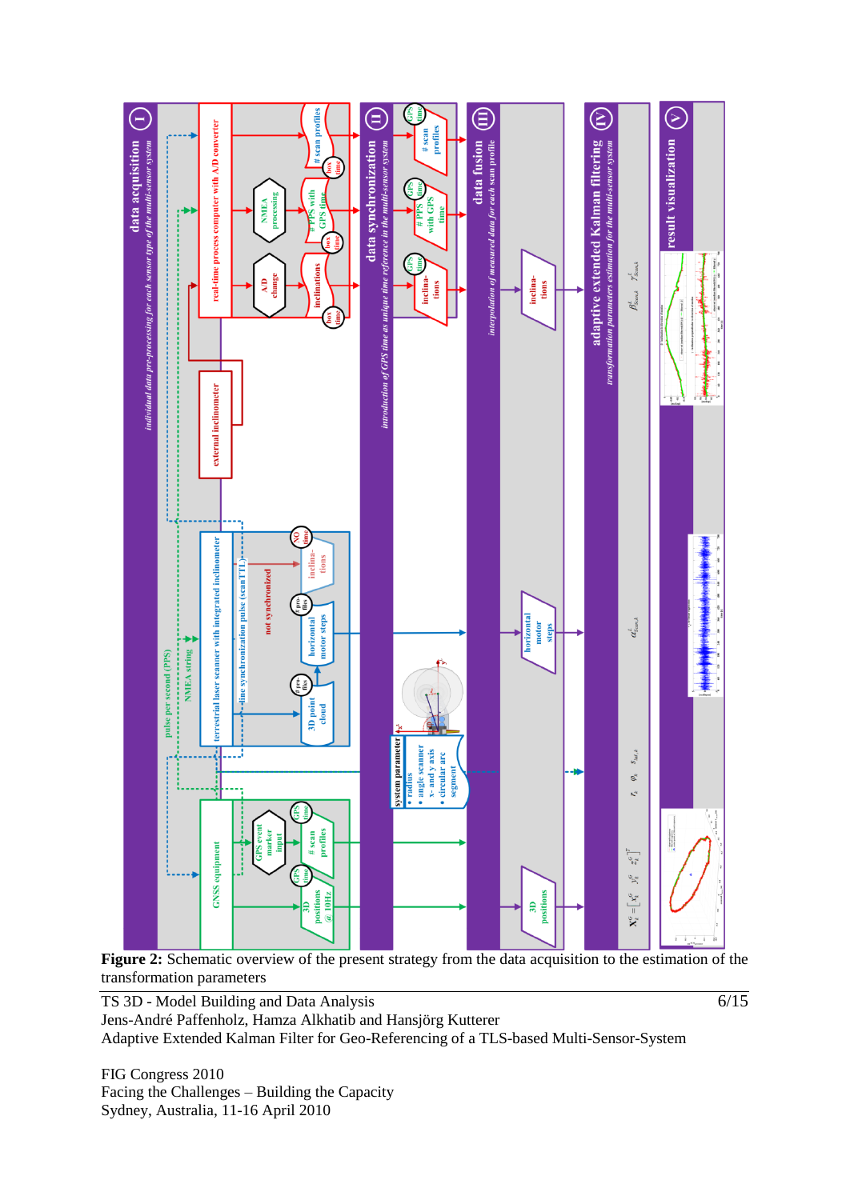**Figure 2:** Schematic overview of the present strategy from the data acquisition to the estimation of the transformation parameters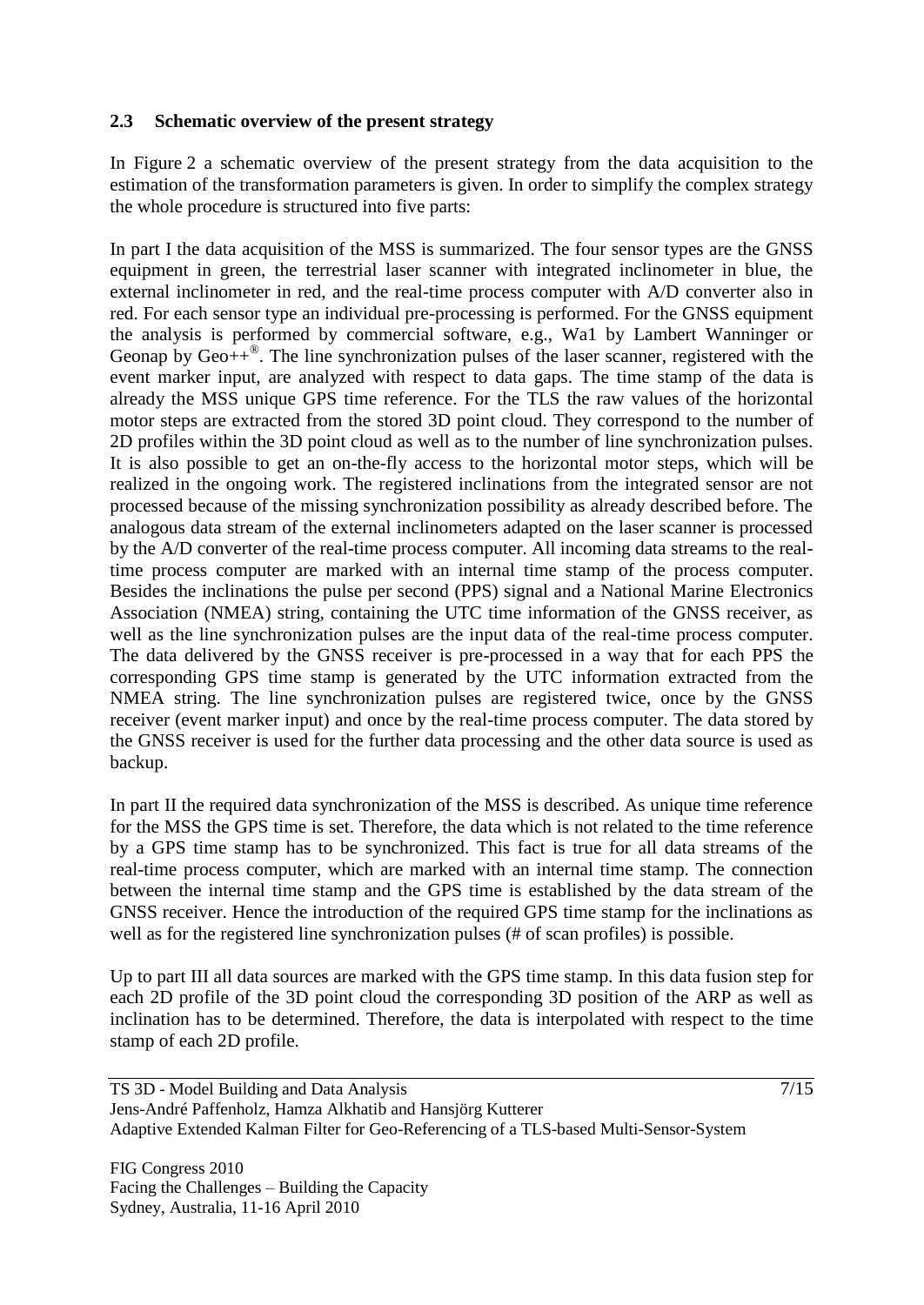### 2.3 Schematic overview of the present strategy

In Figure 2 a schematic overview of the present strategy from the data acquisition to the estimation of the transformation parameters is given. In order to simplify the complex strategy the whole procedure is structured into five parts:

In part I the data acquisition of the MSS is summarized. The four sensor types are the GNSS equipment in green, the terrestrial laser scanner with integrated inclinometer in blue, the external inclinometer in red, and the real-time process computer with A/D converter also in red. For each sensor type an individual pre-processing is performed. For the GNSS equipment the analysis is performed by commercial software, e.g., Wa1 by Lambert Wanninger or Geonap by Geo++®. The line synchronization pulses of the laser scanner, registered with the event marker input, are analyzed with respect to data gaps. The time stamp of the data is already the MSS unique GPS time reference. For the TLS the raw values of the horizontal motor steps are extracted from the stored 3D point cloud. They correspond to the number of 2D profiles within the 3D point cloud as well as to the number of line synchronization pulses. It is also possible to get an on-the-fly access to the horizontal motor steps, which will be realized in the ongoing work. The registered inclinations from the integrated sensor are not processed because of the missing synchronization possibility as already described before. The analogous data stream of the external inclinometers adapted on the laser scanner is processed by the A/D converter of the real-time process computer. All incoming data streams to the real-time process computer are marked with an internal time stamp of the process computer. Besides the inclinations the pulse per second (PPS) signal and a National Marine Electronics Association (NMEA) string, containing the UTC time information of the GNSS receiver, as well as the line synchronization pulses are the input data of the real-time process computer. The data delivered by the GNSS receiver is pre-processed in a way that for each PPS the corresponding GPS time stamp is generated by the UTC information extracted from the NMEA string. The line synchronization pulses are registered twice, once by the GNSS receiver (event marker input) and once by the real-time process computer. The data stored by the GNSS receiver is used for the further data processing and the other data source is used as backup.

In part II the required data synchronization of the MSS is described. As unique time reference for the MSS the GPS time is set. Therefore, the data which is not related to the time reference by a GPS time stamp has to be synchronized. This fact is true for all data streams of the real-time process computer, which are marked with an internal time stamp. The connection between the internal time stamp and the GPS time is established by the data stream of the GNSS receiver. Hence the introduction of the required GPS time stamp for the inclinations as well as for the registered line synchronization pulses (# of scan profiles) is possible.

Up to part III all data sources are marked with the GPS time stamp. In this data fusion step for each 2D profile of the 3D point cloud the corresponding 3D position of the ARP as well as inclination has to be determined. Therefore, the data is interpolated with respect to the time stamp of each 2D profile.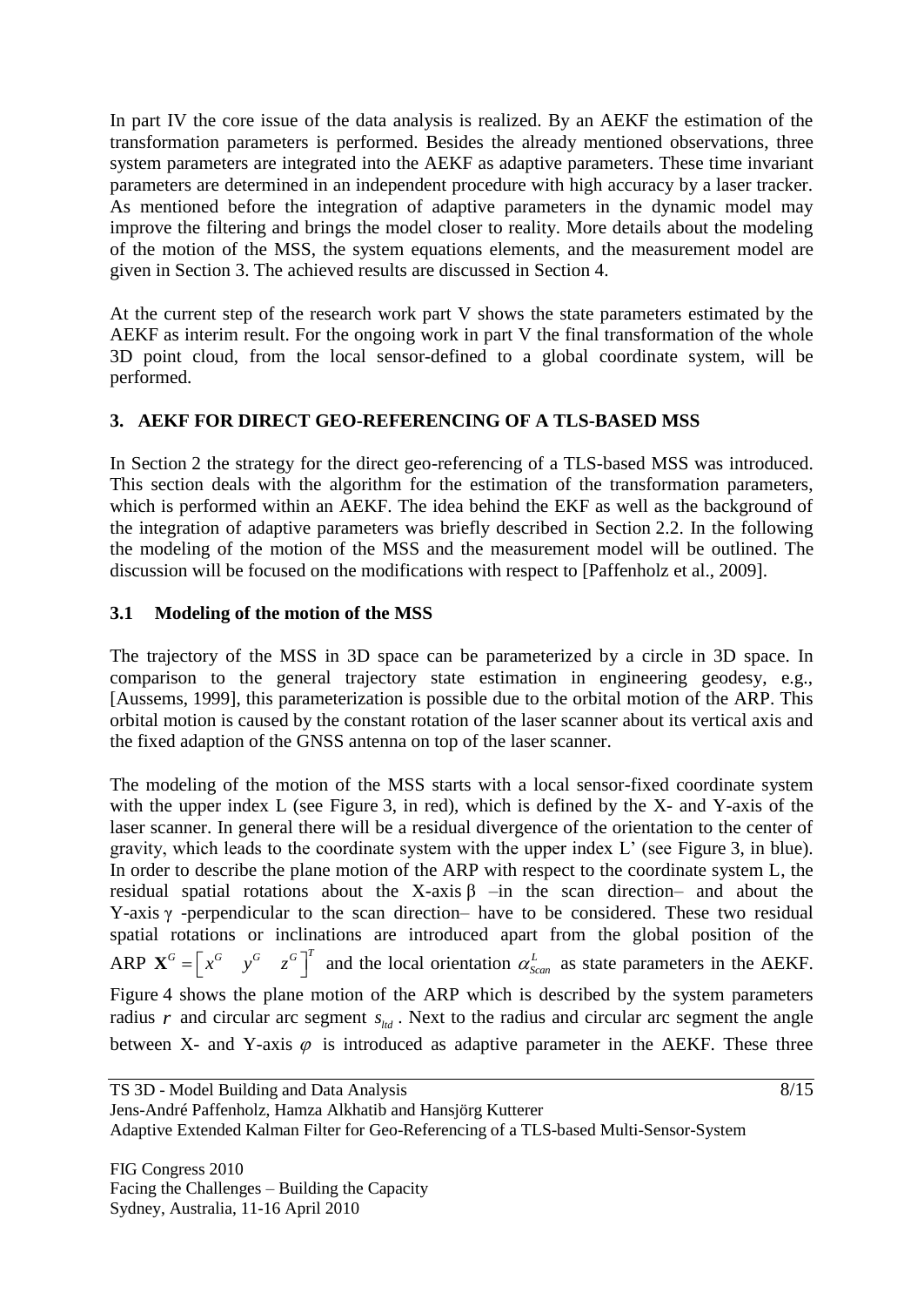In part IV the core issue of the data analysis is realized. By an AEKF the estimation of the transformation parameters is performed. Besides the already mentioned observations, three system parameters are integrated into the AEKF as adaptive parameters. These time invariant parameters are determined in an independent procedure with high accuracy by a laser tracker. As mentioned before the integration of adaptive parameters in the dynamic model may improve the filtering and brings the model closer to reality. More details about the modeling of the motion of the MSS, the system equations elements, and the measurement model are given in Section 3. The achieved results are discussed in Section 4.

At the current step of the research work part V shows the state parameters estimated by the AEKF as interim result. For the ongoing work in part V the final transformation of the whole 3D point cloud, from the local sensor-defined to a global coordinate system, will be performed.

## 3. AEKF FOR DIRECT GEO-REFERENCING OF A TLS-BASED MSS

In Section 2 the strategy for the direct geo-referencing of a TLS-based MSS was introduced. This section deals with the algorithm for the estimation of the transformation parameters, which is performed within an AEKF. The idea behind the EKF as well as the background of the integration of adaptive parameters was briefly described in Section 2.2. In the following the modeling of the motion of the MSS and the measurement model will be outlined. The discussion will be focused on the modifications with respect to [Paffenholz et al., 2009].

### 3.1 Modeling of the motion of the MSS

The trajectory of the MSS in 3D space can be parameterized by a circle in 3D space. In comparison to the general trajectory state estimation in engineering geodesy, e.g., [Aussems, 1999], this parameterization is possible due to the orbital motion of the ARP. This orbital motion is caused by the constant rotation of the laser scanner about its vertical axis and the fixed adaption of the GNSS antenna on top of the laser scanner.

The modeling of the motion of the MSS starts with a local sensor-fixed coordinate system with the upper index L (see Figure 3, in red), which is defined by the X- and Y-axis of the laser scanner. In general there will be a residual divergence of the orientation to the center of gravity, which leads to the coordinate system with the upper index L' (see Figure 3, in blue). In order to describe the plane motion of the ARP with respect to the coordinate system L, the residual spatial rotations about the X-axis $\beta$ –in the scan direction– and about the Y-axis $\gamma$ -perpendicular to the scan direction– have to be considered. These two residual spatial rotations or inclinations are introduced apart from the global position of the ARP $\mathbf{X}^G = \begin{bmatrix} x^G & y^G & z^G \end{bmatrix}^T$ and the local orientation $\alpha^L_{Scan}$ as state parameters in the AEKF. Figure 4 shows the plane motion of the ARP which is described by the system parameters radius $r$ and circular arc segment $s_{ltd}$. Next to the radius and circular arc segment the angle between X- and Y-axis $\varphi$ is introduced as adaptive parameter in the AEKF. These three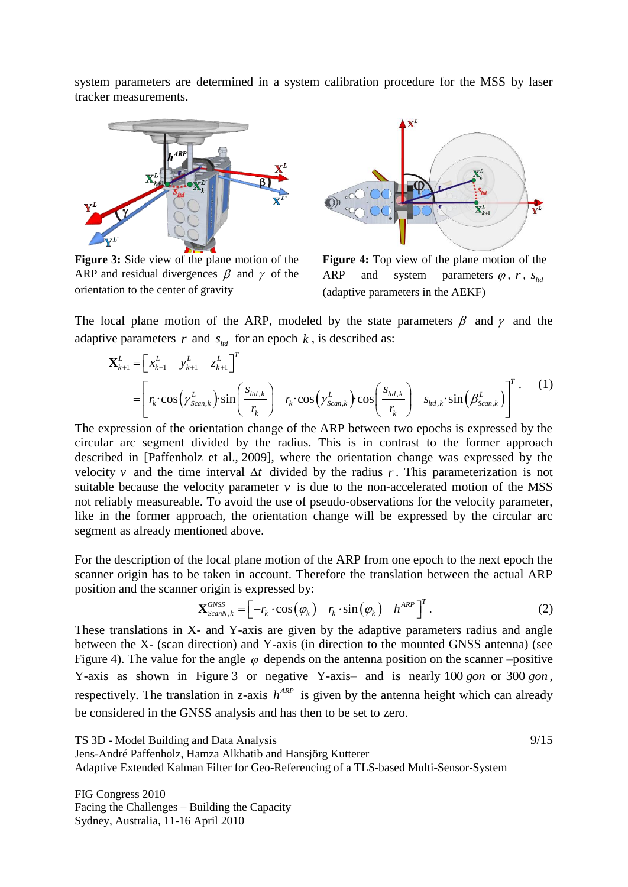system parameters are determined in a system calibration procedure for the MSS by laser tracker measurements.

**Figure 3:** Side view of the plane motion of the ARP and residual divergences $\beta$ and $\gamma$ of the orientation to the center of gravity

**Figure 4:** Top view of the plane motion of the ARP and system parameters $\varphi$, $r$, $s_{ltd}$ (adaptive parameters in the AEKF)

The local plane motion of the ARP, modeled by the state parameters $\beta$ and $\gamma$ and the adaptive parameters $r$ and $s_{ltd}$ for an epoch $k$, is described as:

$$\mathbf{X}_{k+1}^{L} = \begin{bmatrix} x_{k+1}^{L} & y_{k+1}^{L} & z_{k+1}^{L} \end{bmatrix}^{T} = \begin{bmatrix} r_k \cdot \cos\left(\gamma_{Scan,k}^{L}\right) \cdot \sin\left(\frac{s_{ltd,k}}{r_k}\right) & r_k \cdot \cos\left(\gamma_{Scan,k}^{L}\right) \cdot \cos\left(\frac{s_{ltd,k}}{r_k}\right) & s_{ltd,k} \cdot \sin\left(\beta_{Scan,k}^{L}\right) \end{bmatrix}^{T}. \quad (1)$$

The expression of the orientation change of the ARP between two epochs is expressed by the circular arc segment divided by the radius. This is in contrast to the former approach described in [Paffenholz et al., 2009], where the orientation change was expressed by the velocity $v$ and the time interval $\Delta t$ divided by the radius $r$. This parameterization is not suitable because the velocity parameter $v$ is due to the non-accelerated motion of the MSS not reliably measureable. To avoid the use of pseudo-observations for the velocity parameter, like in the former approach, the orientation change will be expressed by the circular arc segment as already mentioned above.

For the description of the local plane motion of the ARP from one epoch to the next epoch the scanner origin has to be taken in account. Therefore the translation between the actual ARP position and the scanner origin is expressed by:

$$\mathbf{X}_{ScanN,k}^{GNSS} = \begin{bmatrix} -r_k \cdot \cos\left(\varphi_k\right) & r_k \cdot \sin\left(\varphi_k\right) & h^{ARP} \end{bmatrix}^{T}. \quad (2)$$

These translations in X- and Y-axis are given by the adaptive parameters radius and angle between the X- (scan direction) and Y-axis (in direction to the mounted GNSS antenna) (see Figure 4). The value for the angle $\varphi$ depends on the antenna position on the scanner –positive Y-axis as shown in Figure 3 or negative Y-axis– and is nearly 100 *gon* or 300 *gon*, respectively. The translation in z-axis $h^{ARP}$ is given by the antenna height which can already be considered in the GNSS analysis and has then to be set to zero.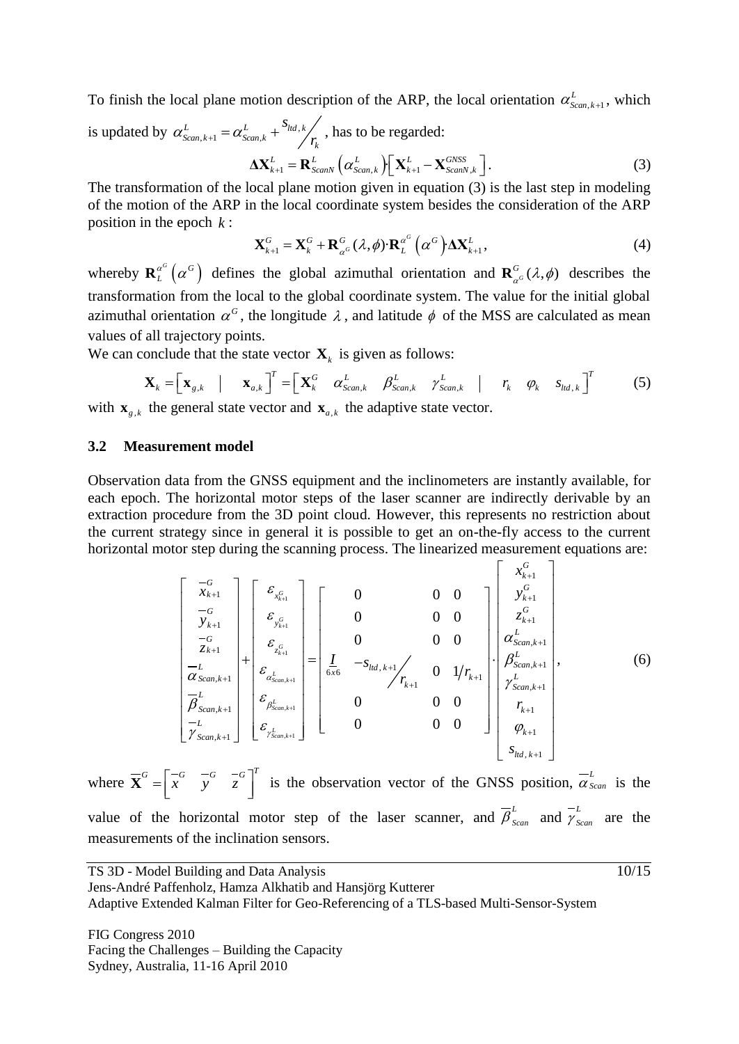To finish the local plane motion description of the ARP, the local orientation $\alpha^L_{Scan,k+1}$, which is updated by $\alpha^L_{Scan,k+1} = \alpha^L_{Scan,k} + {s_{ltd,k}}/{r_k}$, has to be regarded:

$$
\mathbf{\Delta X}^L_{k+1} = \mathbf{R}^L_{ScanN}\left(\alpha^L_{Scan,k}\right)\cdot\left[\mathbf{X}^L_{k+1} - \mathbf{X}^{GNSS}_{ScanN,k}\right]. \tag{3}
$$

The transformation of the local plane motion given in equation (3) is the last step in modeling of the motion of the ARP in the local coordinate system besides the consideration of the ARP position in the epoch $k$:

$$
\mathbf{X}^G_{k+1} = \mathbf{X}^G_k + \mathbf{R}^G_{\alpha^G}(\lambda,\phi)\cdot\mathbf{R}^{\alpha^G}_L\left(\alpha^G\right)\cdot\mathbf{\Delta X}^L_{k+1}, \tag{4}
$$

whereby $\mathbf{R}^{\alpha^G}_L\left(\alpha^G\right)$ defines the global azimuthal orientation and $\mathbf{R}^G_{\alpha^G}(\lambda,\phi)$ describes the transformation from the local to the global coordinate system. The value for the initial global azimuthal orientation $\alpha^G$, the longitude $\lambda$, and latitude $\phi$ of the MSS are calculated as mean values of all trajectory points.

We can conclude that the state vector $\mathbf{X}_k$ is given as follows:

$$
\mathbf{X}_k = \begin{bmatrix} \mathbf{x}_{g,k} & | & \mathbf{x}_{a,k} \end{bmatrix}^T = \begin{bmatrix} \mathbf{X}^G_k & \alpha^L_{Scan,k} & \beta^L_{Scan,k} & \gamma^L_{Scan,k} & | & r_k & \varphi_k & s_{ltd,k} \end{bmatrix}^T \tag{5}
$$

with $\mathbf{x}_{g,k}$ the general state vector and $\mathbf{x}_{a,k}$ the adaptive state vector.

### 3.2 Measurement model

Observation data from the GNSS equipment and the inclinometers are instantly available, for each epoch. The horizontal motor steps of the laser scanner are indirectly derivable by an extraction procedure from the 3D point cloud. However, this represents no restriction about the current strategy since in general it is possible to get an on-the-fly access to the current horizontal motor step during the scanning process. The linearized measurement equations are:

$$
\begin{bmatrix} \overline{x}^G_{k+1} \\ \overline{y}^G_{k+1} \\ \overline{z}^G_{k+1} \\ \overline{\alpha}^L_{Scan,k+1} \\ \overline{\beta}^L_{Scan,k+1} \\ \overline{\gamma}^L_{Scan,k+1} \end{bmatrix} + \begin{bmatrix} \varepsilon_{x^G_{k+1}} \\ \varepsilon_{y^G_{k+1}} \\ \varepsilon_{z^G_{k+1}} \\ \varepsilon_{\alpha^L_{Scan,k+1}} \\ \varepsilon_{\beta^L_{Scan,k+1}} \\ \varepsilon_{\gamma^L_{Scan,k+1}} \end{bmatrix} = \begin{bmatrix} & 0 & 0 & 0 \\ & 0 & 0 & 0 \\ & 0 & 0 & 0 \\ \underset{6x6}{I} & -{s_{ltd,k+1}}/{r_{k+1}} & 0 & 1/r_{k+1} \\ & 0 & 0 & 0 \\ & 0 & 0 & 0 \end{bmatrix} \cdot \begin{bmatrix} x^G_{k+1} \\ y^G_{k+1} \\ z^G_{k+1} \\ \alpha^L_{Scan,k+1} \\ \beta^L_{Scan,k+1} \\ \gamma^L_{Scan,k+1} \\ r_{k+1} \\ \varphi_{k+1} \\ s_{ltd,k+1} \end{bmatrix}, \tag{6}
$$

where $\overline{\mathbf{X}}^G = \begin{bmatrix} \overline{x}^G & \overline{y}^G & \overline{z}^G \end{bmatrix}^T$ is the observation vector of the GNSS position, $\overline{\alpha}^L_{Scan}$ is the value of the horizontal motor step of the laser scanner, and $\overline{\beta}^L_{Scan}$ and $\overline{\gamma}^L_{Scan}$ are the measurements of the inclination sensors.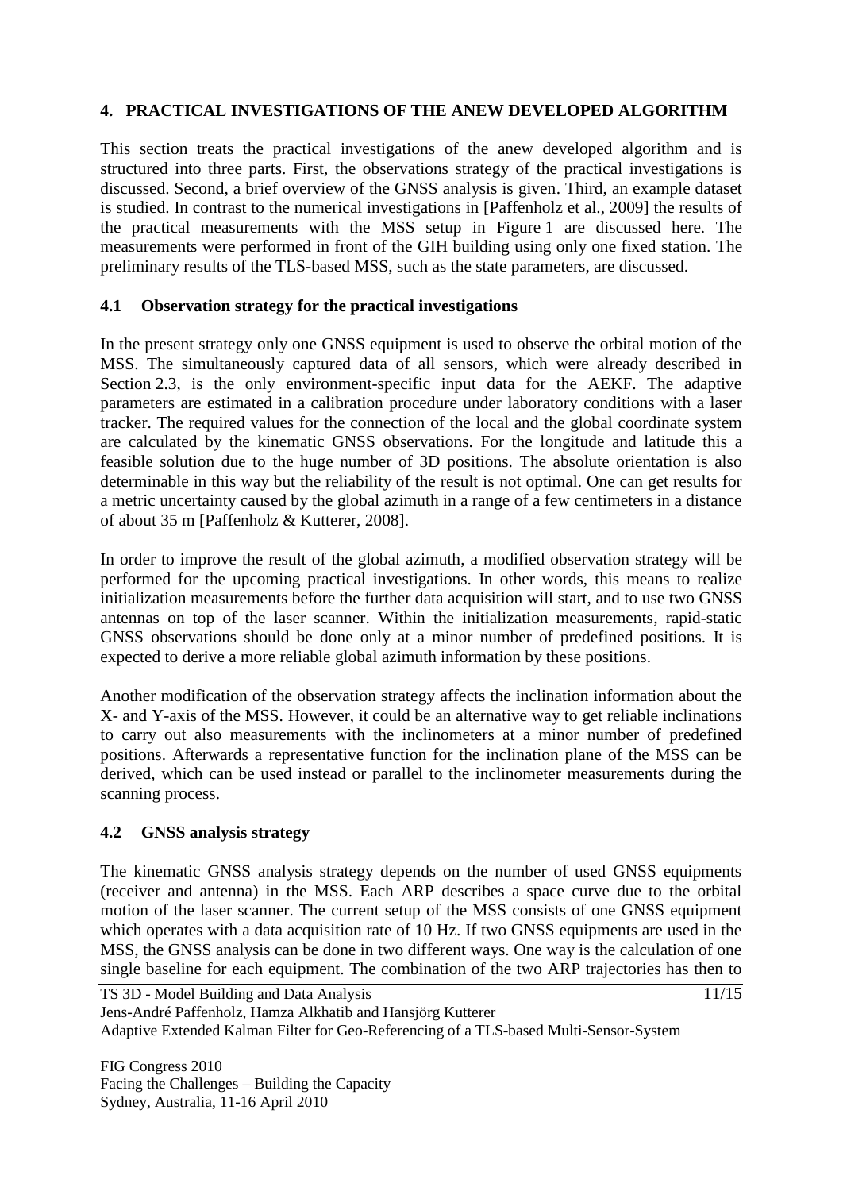## 4. PRACTICAL INVESTIGATIONS OF THE ANEW DEVELOPED ALGORITHM

This section treats the practical investigations of the anew developed algorithm and is structured into three parts. First, the observations strategy of the practical investigations is discussed. Second, a brief overview of the GNSS analysis is given. Third, an example dataset is studied. In contrast to the numerical investigations in [Paffenholz et al., 2009] the results of the practical measurements with the MSS setup in Figure 1 are discussed here. The measurements were performed in front of the GIH building using only one fixed station. The preliminary results of the TLS-based MSS, such as the state parameters, are discussed.

### 4.1 Observation strategy for the practical investigations

In the present strategy only one GNSS equipment is used to observe the orbital motion of the MSS. The simultaneously captured data of all sensors, which were already described in Section 2.3, is the only environment-specific input data for the AEKF. The adaptive parameters are estimated in a calibration procedure under laboratory conditions with a laser tracker. The required values for the connection of the local and the global coordinate system are calculated by the kinematic GNSS observations. For the longitude and latitude this a feasible solution due to the huge number of 3D positions. The absolute orientation is also determinable in this way but the reliability of the result is not optimal. One can get results for a metric uncertainty caused by the global azimuth in a range of a few centimeters in a distance of about 35 m [Paffenholz & Kutterer, 2008].

In order to improve the result of the global azimuth, a modified observation strategy will be performed for the upcoming practical investigations. In other words, this means to realize initialization measurements before the further data acquisition will start, and to use two GNSS antennas on top of the laser scanner. Within the initialization measurements, rapid-static GNSS observations should be done only at a minor number of predefined positions. It is expected to derive a more reliable global azimuth information by these positions.

Another modification of the observation strategy affects the inclination information about the X- and Y-axis of the MSS. However, it could be an alternative way to get reliable inclinations to carry out also measurements with the inclinometers at a minor number of predefined positions. Afterwards a representative function for the inclination plane of the MSS can be derived, which can be used instead or parallel to the inclinometer measurements during the scanning process.

### 4.2 GNSS analysis strategy

The kinematic GNSS analysis strategy depends on the number of used GNSS equipments (receiver and antenna) in the MSS. Each ARP describes a space curve due to the orbital motion of the laser scanner. The current setup of the MSS consists of one GNSS equipment which operates with a data acquisition rate of 10 Hz. If two GNSS equipments are used in the MSS, the GNSS analysis can be done in two different ways. One way is the calculation of one single baseline for each equipment. The combination of the two ARP trajectories has then to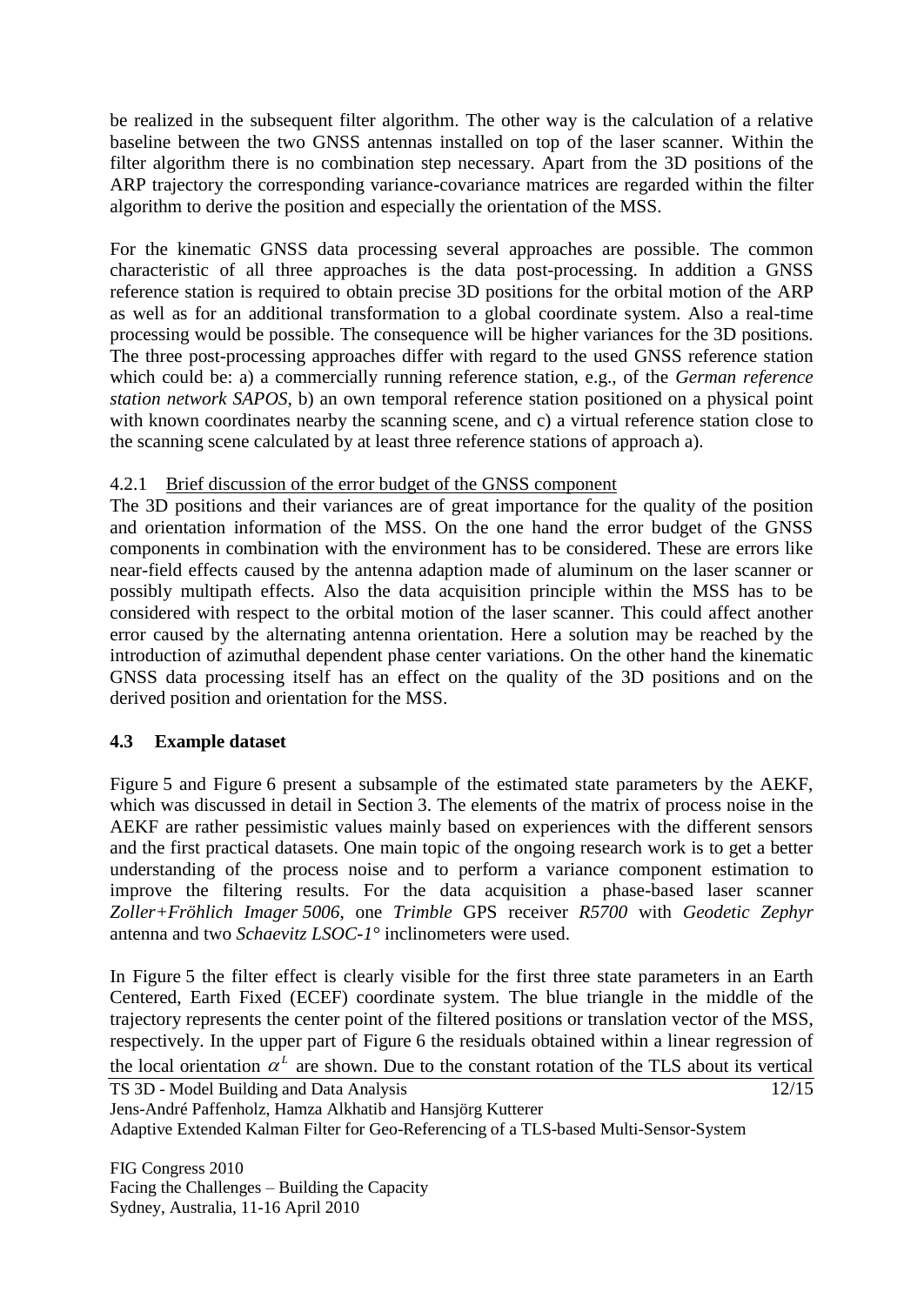be realized in the subsequent filter algorithm. The other way is the calculation of a relative baseline between the two GNSS antennas installed on top of the laser scanner. Within the filter algorithm there is no combination step necessary. Apart from the 3D positions of the ARP trajectory the corresponding variance-covariance matrices are regarded within the filter algorithm to derive the position and especially the orientation of the MSS.

For the kinematic GNSS data processing several approaches are possible. The common characteristic of all three approaches is the data post-processing. In addition a GNSS reference station is required to obtain precise 3D positions for the orbital motion of the ARP as well as for an additional transformation to a global coordinate system. Also a real-time processing would be possible. The consequence will be higher variances for the 3D positions. The three post-processing approaches differ with regard to the used GNSS reference station which could be: a) a commercially running reference station, e.g., of the *German reference station network SAPOS*, b) an own temporal reference station positioned on a physical point with known coordinates nearby the scanning scene, and c) a virtual reference station close to the scanning scene calculated by at least three reference stations of approach a).

#### 4.2.1 Brief discussion of the error budget of the GNSS component

The 3D positions and their variances are of great importance for the quality of the position and orientation information of the MSS. On the one hand the error budget of the GNSS components in combination with the environment has to be considered. These are errors like near-field effects caused by the antenna adaption made of aluminum on the laser scanner or possibly multipath effects. Also the data acquisition principle within the MSS has to be considered with respect to the orbital motion of the laser scanner. This could affect another error caused by the alternating antenna orientation. Here a solution may be reached by the introduction of azimuthal dependent phase center variations. On the other hand the kinematic GNSS data processing itself has an effect on the quality of the 3D positions and on the derived position and orientation for the MSS.

### 4.3 Example dataset

Figure 5 and Figure 6 present a subsample of the estimated state parameters by the AEKF, which was discussed in detail in Section 3. The elements of the matrix of process noise in the AEKF are rather pessimistic values mainly based on experiences with the different sensors and the first practical datasets. One main topic of the ongoing research work is to get a better understanding of the process noise and to perform a variance component estimation to improve the filtering results. For the data acquisition a phase-based laser scanner *Zoller+Fröhlich Imager 5006*, one *Trimble* GPS receiver *R5700* with *Geodetic Zephyr* antenna and two *Schaevitz LSOC-1°* inclinometers were used.

In Figure 5 the filter effect is clearly visible for the first three state parameters in an Earth Centered, Earth Fixed (ECEF) coordinate system. The blue triangle in the middle of the trajectory represents the center point of the filtered positions or translation vector of the MSS, respectively. In the upper part of Figure 6 the residuals obtained within a linear regression of the local orientation $\alpha^L$ are shown. Due to the constant rotation of the TLS about its vertical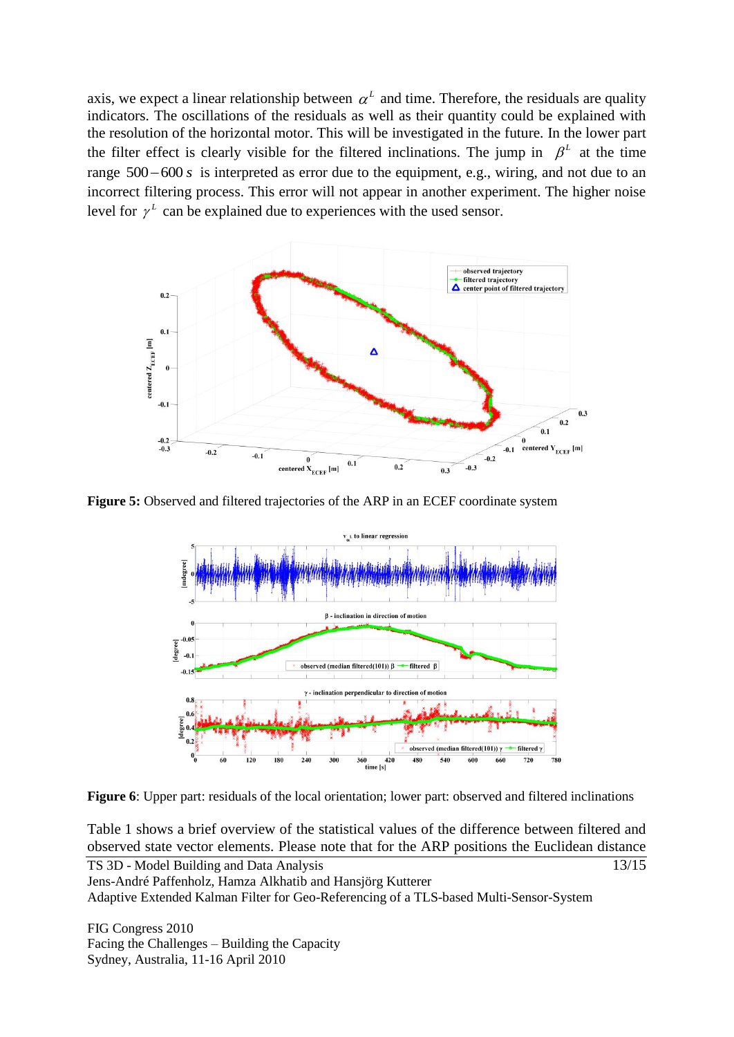axis, we expect a linear relationship between $\alpha^L$ and time. Therefore, the residuals are quality indicators. The oscillations of the residuals as well as their quantity could be explained with the resolution of the horizontal motor. This will be investigated in the future. In the lower part the filter effect is clearly visible for the filtered inclinations. The jump in $\beta^L$ at the time range $500-600\,s$ is interpreted as error due to the equipment, e.g., wiring, and not due to an incorrect filtering process. This error will not appear in another experiment. The higher noise level for $\gamma^L$ can be explained due to experiences with the used sensor.

**Figure 5:** Observed and filtered trajectories of the ARP in an ECEF coordinate system

**Figure 6**: Upper part: residuals of the local orientation; lower part: observed and filtered inclinations

Table 1 shows a brief overview of the statistical values of the difference between filtered and observed state vector elements. Please note that for the ARP positions the Euclidean distance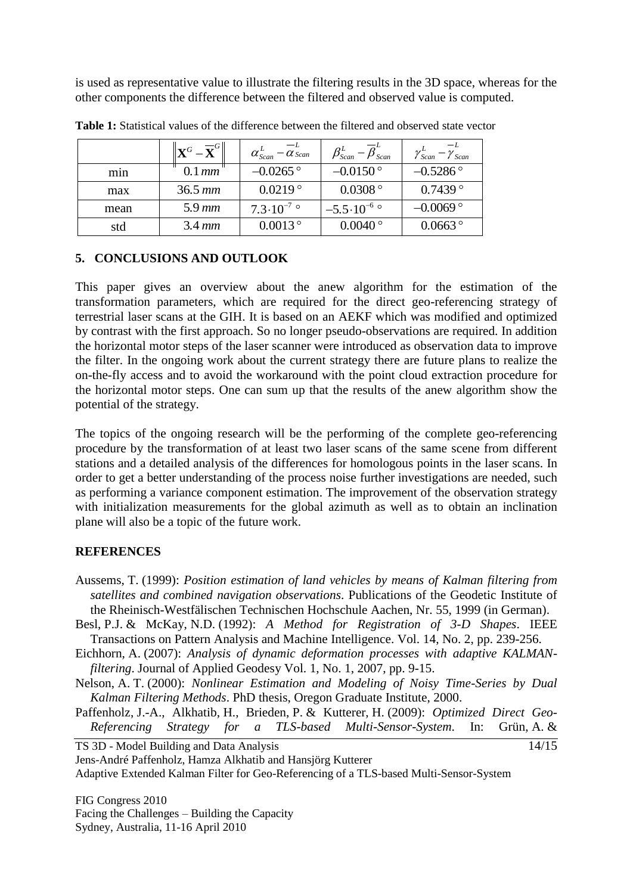is used as representative value to illustrate the filtering results in the 3D space, whereas for the other components the difference between the filtered and observed value is computed.

**Table 1:** Statistical values of the difference between the filtered and observed state vector

| | $\left\| \mathbf{X}^G - \overline{\mathbf{X}}^G \right\|$ | $\alpha^L_{Scan} - \overline{\alpha}^L_{Scan}$ | $\beta^L_{Scan} - \overline{\beta}^L_{Scan}$ | $\gamma^L_{Scan} - \overline{\gamma}^L_{Scan}$ |
|---|---|---|---|---|
| min | $0.1\,mm$ | $-0.0265\,^\circ$ | $-0.0150\,^\circ$ | $-0.5286\,^\circ$ |
| max | $36.5\,mm$ | $0.0219\,^\circ$ | $0.0308\,^\circ$ | $0.7439\,^\circ$ |
| mean | $5.9\,mm$ | $7.3 \cdot 10^{-7}\,^\circ$ | $-5.5 \cdot 10^{-6}\,^\circ$ | $-0.0069\,^\circ$ |
| std | $3.4\,mm$ | $0.0013\,^\circ$ | $0.0040\,^\circ$ | $0.0663\,^\circ$ |

## 5. CONCLUSIONS AND OUTLOOK

This paper gives an overview about the anew algorithm for the estimation of the transformation parameters, which are required for the direct geo-referencing strategy of terrestrial laser scans at the GIH. It is based on an AEKF which was modified and optimized by contrast with the first approach. So no longer pseudo-observations are required. In addition the horizontal motor steps of the laser scanner were introduced as observation data to improve the filter. In the ongoing work about the current strategy there are future plans to realize the on-the-fly access and to avoid the workaround with the point cloud extraction procedure for the horizontal motor steps. One can sum up that the results of the anew algorithm show the potential of the strategy.

The topics of the ongoing research will be the performing of the complete geo-referencing procedure by the transformation of at least two laser scans of the same scene from different stations and a detailed analysis of the differences for homologous points in the laser scans. In order to get a better understanding of the process noise further investigations are needed, such as performing a variance component estimation. The improvement of the observation strategy with initialization measurements for the global azimuth as well as to obtain an inclination plane will also be a topic of the future work.

## REFERENCES

Aussems, T. (1999): *Position estimation of land vehicles by means of Kalman filtering from satellites and combined navigation observations*. Publications of the Geodetic Institute of the Rheinisch-Westfälischen Technischen Hochschule Aachen, Nr. 55, 1999 (in German).

Besl, P.J. & McKay, N.D. (1992): *A Method for Registration of 3-D Shapes*. IEEE Transactions on Pattern Analysis and Machine Intelligence. Vol. 14, No. 2, pp. 239-256.

Eichhorn, A. (2007): *Analysis of dynamic deformation processes with adaptive KALMAN-filtering*. Journal of Applied Geodesy Vol. 1, No. 1, 2007, pp. 9-15.

Nelson, A. T. (2000): *Nonlinear Estimation and Modeling of Noisy Time-Series by Dual Kalman Filtering Methods*. PhD thesis, Oregon Graduate Institute, 2000.

Paffenholz, J.-A., Alkhatib, H., Brieden, P. & Kutterer, H. (2009): *Optimized Direct Geo-Referencing Strategy for a TLS-based Multi-Sensor-System*. In: Grün, A. &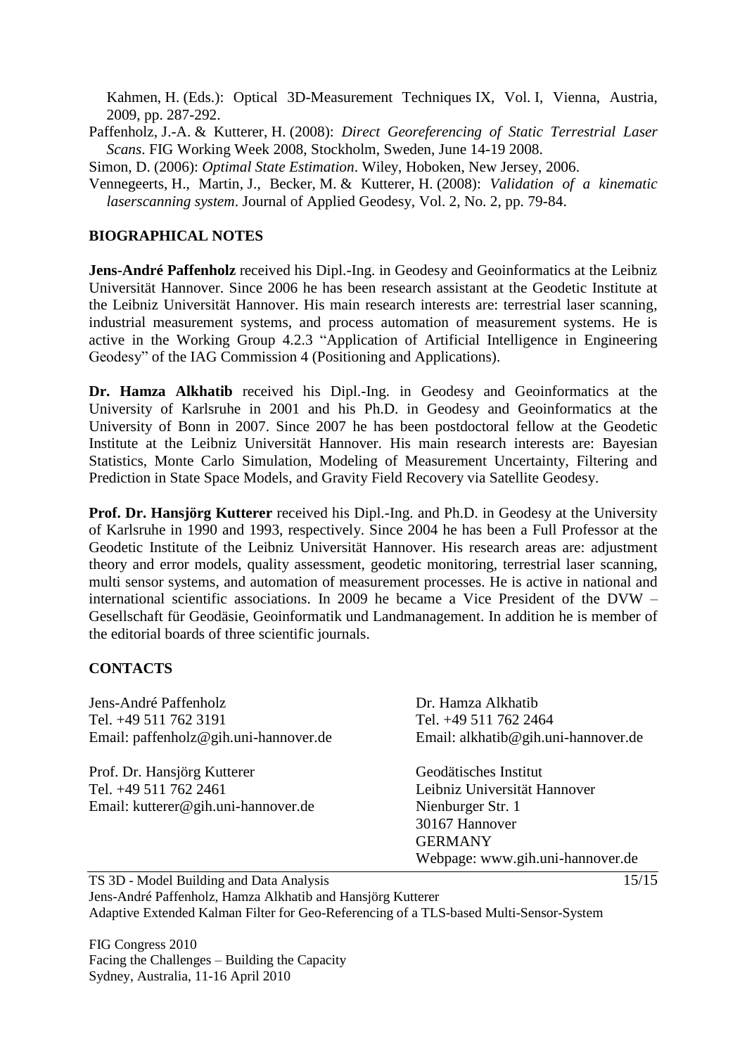Kahmen, H. (Eds.): Optical 3D-Measurement Techniques IX, Vol. I, Vienna, Austria, 2009, pp. 287-292.

Paffenholz, J.-A. & Kutterer, H. (2008): *Direct Georeferencing of Static Terrestrial Laser Scans*. FIG Working Week 2008, Stockholm, Sweden, June 14-19 2008.

Simon, D. (2006): *Optimal State Estimation*. Wiley, Hoboken, New Jersey, 2006.

Vennegeerts, H., Martin, J., Becker, M. & Kutterer, H. (2008): *Validation of a kinematic laserscanning system*. Journal of Applied Geodesy, Vol. 2, No. 2, pp. 79-84.

## BIOGRAPHICAL NOTES

**Jens-André Paffenholz** received his Dipl.-Ing. in Geodesy and Geoinformatics at the Leibniz Universität Hannover. Since 2006 he has been research assistant at the Geodetic Institute at the Leibniz Universität Hannover. His main research interests are: terrestrial laser scanning, industrial measurement systems, and process automation of measurement systems. He is active in the Working Group 4.2.3 "Application of Artificial Intelligence in Engineering Geodesy" of the IAG Commission 4 (Positioning and Applications).

**Dr. Hamza Alkhatib** received his Dipl.-Ing. in Geodesy and Geoinformatics at the University of Karlsruhe in 2001 and his Ph.D. in Geodesy and Geoinformatics at the University of Bonn in 2007. Since 2007 he has been postdoctoral fellow at the Geodetic Institute at the Leibniz Universität Hannover. His main research interests are: Bayesian Statistics, Monte Carlo Simulation, Modeling of Measurement Uncertainty, Filtering and Prediction in State Space Models, and Gravity Field Recovery via Satellite Geodesy.

**Prof. Dr. Hansjörg Kutterer** received his Dipl.-Ing. and Ph.D. in Geodesy at the University of Karlsruhe in 1990 and 1993, respectively. Since 2004 he has been a Full Professor at the Geodetic Institute of the Leibniz Universität Hannover. His research areas are: adjustment theory and error models, quality assessment, geodetic monitoring, terrestrial laser scanning, multi sensor systems, and automation of measurement processes. He is active in national and international scientific associations. In 2009 he became a Vice President of the DVW – Gesellschaft für Geodäsie, Geoinformatik und Landmanagement. In addition he is member of the editorial boards of three scientific journals.

## CONTACTS

Jens-André Paffenholz
Tel. +49 511 762 3191
Email: paffenholz@gih.uni-hannover.de

Dr. Hamza Alkhatib
Tel. +49 511 762 2464
Email: alkhatib@gih.uni-hannover.de

Prof. Dr. Hansjörg Kutterer
Tel. +49 511 762 2461
Email: kutterer@gih.uni-hannover.de

Geodätisches Institut
Leibniz Universität Hannover
Nienburger Str. 1
30167 Hannover
GERMANY
Webpage: www.gih.uni-hannover.de